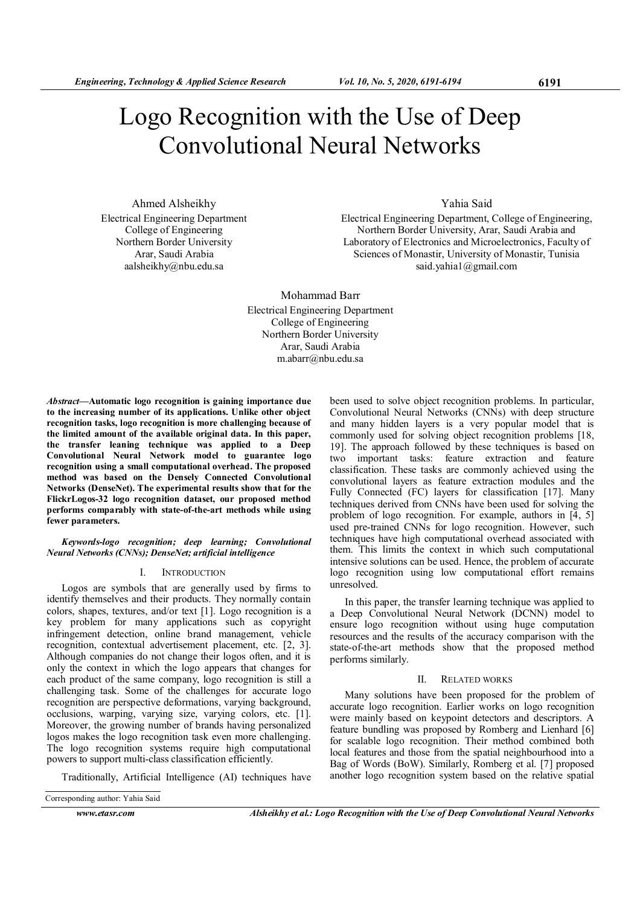# Logo Recognition with the Use of Deep Convolutional Neural Networks

Ahmed Alsheikhy
Electrical Engineering Department
College of Engineering
Northern Border University
Arar, Saudi Arabia
aalsheikhy@nbu.edu.sa

Yahia Said
Electrical Engineering Department, College of Engineering, Northern Border University, Arar, Saudi Arabia and Laboratory of Electronics and Microelectronics, Faculty of Sciences of Monastir, University of Monastir, Tunisia
said.yahia1@gmail.com

Mohammad Barr
Electrical Engineering Department
College of Engineering
Northern Border University
Arar, Saudi Arabia
m.abarr@nbu.edu.sa

***Abstract*—Automatic logo recognition is gaining importance due to the increasing number of its applications. Unlike other object recognition tasks, logo recognition is more challenging because of the limited amount of the available original data. In this paper, the transfer leaning technique was applied to a Deep Convolutional Neural Network model to guarantee logo recognition using a small computational overhead. The proposed method was based on the Densely Connected Convolutional Networks (DenseNet). The experimental results show that for the FlickrLogos-32 logo recognition dataset, our proposed method performs comparably with state-of-the-art methods while using fewer parameters.**

***Keywords-logo recognition; deep learning; Convolutional Neural Networks (CNNs); DenseNet; artificial intelligence***

## I. INTRODUCTION

Logos are symbols that are generally used by firms to identify themselves and their products. They normally contain colors, shapes, textures, and/or text [1]. Logo recognition is a key problem for many applications such as copyright infringement detection, online brand management, vehicle recognition, contextual advertisement placement, etc. [2, 3]. Although companies do not change their logos often, and it is only the context in which the logo appears that changes for each product of the same company, logo recognition is still a challenging task. Some of the challenges for accurate logo recognition are perspective deformations, varying background, occlusions, warping, varying size, varying colors, etc. [1]. Moreover, the growing number of brands having personalized logos makes the logo recognition task even more challenging. The logo recognition systems require high computational powers to support multi-class classification efficiently.

Traditionally, Artificial Intelligence (AI) techniques have been used to solve object recognition problems. In particular, Convolutional Neural Networks (CNNs) with deep structure and many hidden layers is a very popular model that is commonly used for solving object recognition problems [18, 19]. The approach followed by these techniques is based on two important tasks: feature extraction and feature classification. These tasks are commonly achieved using the convolutional layers as feature extraction modules and the Fully Connected (FC) layers for classification [17]. Many techniques derived from CNNs have been used for solving the problem of logo recognition. For example, authors in [4, 5] used pre-trained CNNs for logo recognition. However, such techniques have high computational overhead associated with them. This limits the context in which such computational intensive solutions can be used. Hence, the problem of accurate logo recognition using low computational effort remains unresolved.

In this paper, the transfer learning technique was applied to a Deep Convolutional Neural Network (DCNN) model to ensure logo recognition without using huge computation resources and the results of the accuracy comparison with the state-of-the-art methods show that the proposed method performs similarly.

## II. RELATED WORKS

Many solutions have been proposed for the problem of accurate logo recognition. Earlier works on logo recognition were mainly based on keypoint detectors and descriptors. A feature bundling was proposed by Romberg and Lienhard [6] for scalable logo recognition. Their method combined both local features and those from the spatial neighbourhood into a Bag of Words (BoW). Similarly, Romberg et al. [7] proposed another logo recognition system based on the relative spatial

Corresponding author: Yahia Said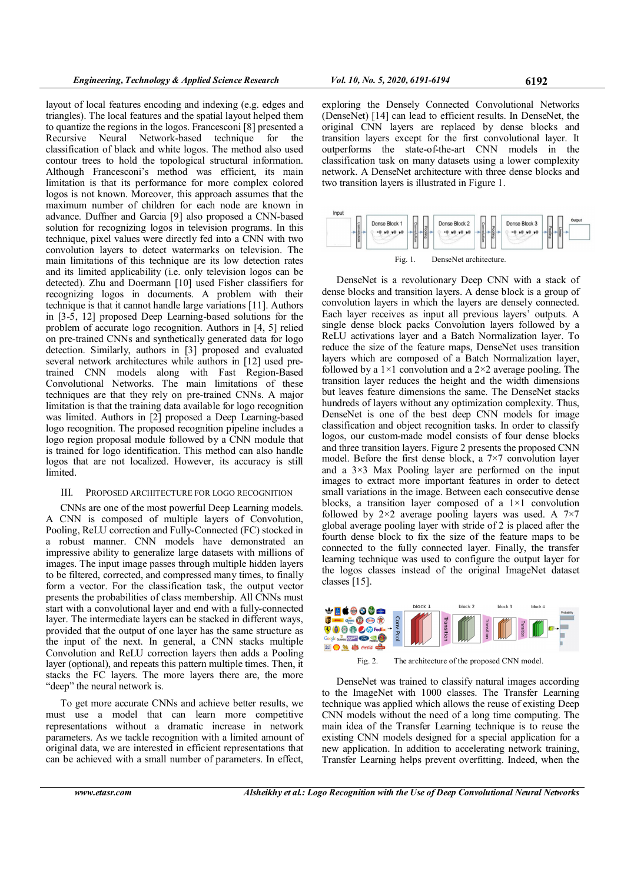layout of local features encoding and indexing (e.g. edges and triangles). The local features and the spatial layout helped them to quantize the regions in the logos. Francesconi [8] presented a Recursive Neural Network-based technique for the classification of black and white logos. The method also used contour trees to hold the topological structural information. Although Francesconi's method was efficient, its main limitation is that its performance for more complex colored logos is not known. Moreover, this approach assumes that the maximum number of children for each node are known in advance. Duffner and Garcia [9] also proposed a CNN-based solution for recognizing logos in television programs. In this technique, pixel values were directly fed into a CNN with two convolution layers to detect watermarks on television. The main limitations of this technique are its low detection rates and its limited applicability (i.e. only television logos can be detected). Zhu and Doermann [10] used Fisher classifiers for recognizing logos in documents. A problem with their technique is that it cannot handle large variations [11]. Authors in [3-5, 12] proposed Deep Learning-based solutions for the problem of accurate logo recognition. Authors in [4, 5] relied on pre-trained CNNs and synthetically generated data for logo detection. Similarly, authors in [3] proposed and evaluated several network architectures while authors in [12] used pre-trained CNN models along with Fast Region-Based Convolutional Networks. The main limitations of these techniques are that they rely on pre-trained CNNs. A major limitation is that the training data available for logo recognition was limited. Authors in [2] proposed a Deep Learning-based logo recognition. The proposed recognition pipeline includes a logo region proposal module followed by a CNN module that is trained for logo identification. This method can also handle logos that are not localized. However, its accuracy is still limited.

## III. PROPOSED ARCHITECTURE FOR LOGO RECOGNITION

CNNs are one of the most powerful Deep Learning models. A CNN is composed of multiple layers of Convolution, Pooling, ReLU correction and Fully-Connected (FC) stocked in a robust manner. CNN models have demonstrated an impressive ability to generalize large datasets with millions of images. The input image passes through multiple hidden layers to be filtered, corrected, and compressed many times, to finally form a vector. For the classification task, the output vector presents the probabilities of class membership. All CNNs must start with a convolutional layer and end with a fully-connected layer. The intermediate layers can be stacked in different ways, provided that the output of one layer has the same structure as the input of the next. In general, a CNN stacks multiple Convolution and ReLU correction layers then adds a Pooling layer (optional), and repeats this pattern multiple times. Then, it stacks the FC layers. The more layers there are, the more "deep" the neural network is.

To get more accurate CNNs and achieve better results, we must use a model that can learn more competitive representations without a dramatic increase in network parameters. As we tackle recognition with a limited amount of original data, we are interested in efficient representations that can be achieved with a small number of parameters. In effect, exploring the Densely Connected Convolutional Networks (DenseNet) [14] can lead to efficient results. In DenseNet, the original CNN layers are replaced by dense blocks and transition layers except for the first convolutional layer. It outperforms the state-of-the-art CNN models in the classification task on many datasets using a lower complexity network. A DenseNet architecture with three dense blocks and two transition layers is illustrated in Figure 1.

Fig. 1. DenseNet architecture.

DenseNet is a revolutionary Deep CNN with a stack of dense blocks and transition layers. A dense block is a group of convolution layers in which the layers are densely connected. Each layer receives as input all previous layers' outputs. A single dense block packs Convolution layers followed by a ReLU activations layer and a Batch Normalization layer. To reduce the size of the feature maps, DenseNet uses transition layers which are composed of a Batch Normalization layer, followed by a 1×1 convolution and a 2×2 average pooling. The transition layer reduces the height and the width dimensions but leaves feature dimensions the same. The DenseNet stacks hundreds of layers without any optimization complexity. Thus, DenseNet is one of the best deep CNN models for image classification and object recognition tasks. In order to classify logos, our custom-made model consists of four dense blocks and three transition layers. Figure 2 presents the proposed CNN model. Before the first dense block, a 7×7 convolution layer and a 3×3 Max Pooling layer are performed on the input images to extract more important features in order to detect small variations in the image. Between each consecutive dense blocks, a transition layer composed of a 1×1 convolution followed by 2×2 average pooling layers was used. A 7×7 global average pooling layer with stride of 2 is placed after the fourth dense block to fix the size of the feature maps to be connected to the fully connected layer. Finally, the transfer learning technique was used to configure the output layer for the logos classes instead of the original ImageNet dataset classes [15].

Fig. 2. The architecture of the proposed CNN model.

DenseNet was trained to classify natural images according to the ImageNet with 1000 classes. The Transfer Learning technique was applied which allows the reuse of existing Deep CNN models without the need of a long time computing. The main idea of the Transfer Learning technique is to reuse the existing CNN models designed for a special application for a new application. In addition to accelerating network training, Transfer Learning helps prevent overfitting. Indeed, when the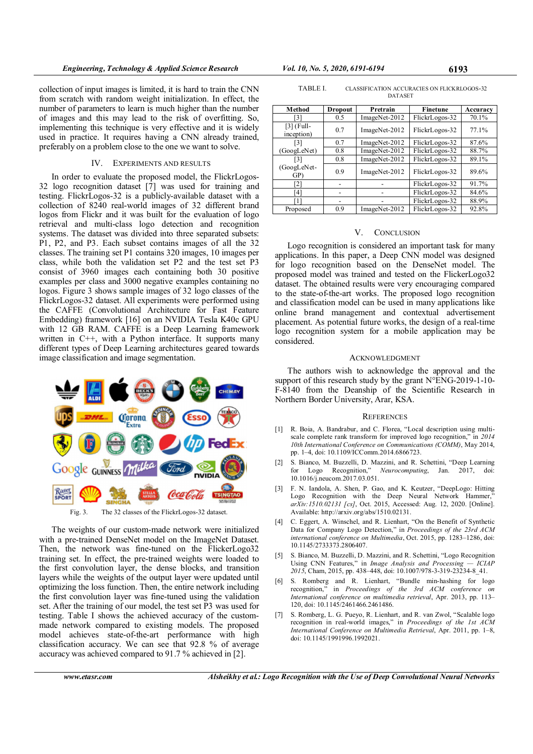collection of input images is limited, it is hard to train the CNN from scratch with random weight initialization. In effect, the number of parameters to learn is much higher than the number of images and this may lead to the risk of overfitting. So, implementing this technique is very effective and it is widely used in practice. It requires having a CNN already trained, preferably on a problem close to the one we want to solve.

## IV. Experiments and Results

In order to evaluate the proposed model, the FlickrLogos-32 logo recognition dataset [7] was used for training and testing. FlickrLogos-32 is a publicly-available dataset with a collection of 8240 real-world images of 32 different brand logos from Flickr and it was built for the evaluation of logo retrieval and multi-class logo detection and recognition systems. The dataset was divided into three separated subsets: P1, P2, and P3. Each subset contains images of all the 32 classes. The training set P1 contains 320 images, 10 images per class, while both the validation set P2 and the test set P3 consist of 3960 images each containing both 30 positive examples per class and 3000 negative examples containing no logos. Figure 3 shows sample images of 32 logo classes of the FlickrLogos-32 dataset. All experiments were performed using the CAFFE (Convolutional Architecture for Fast Feature Embedding) framework [16] on an NVIDIA Tesla K40c GPU with 12 GB RAM. CAFFE is a Deep Learning framework written in C++, with a Python interface. It supports many different types of Deep Learning architectures geared towards image classification and image segmentation.

Fig. 3. The 32 classes of the FlickrLogos-32 dataset.

The weights of our custom-made network were initialized with a pre-trained DenseNet model on the ImageNet Dataset. Then, the network was fine-tuned on the FlickerLogo32 training set. In effect, the pre-trained weights were loaded to the first convolution layer, the dense blocks, and transition layers while the weights of the output layer were updated until optimizing the loss function. Then, the entire network including the first convolution layer was fine-tuned using the validation set. After the training of our model, the test set P3 was used for testing. Table I shows the achieved accuracy of the custom-made network compared to existing models. The proposed model achieves state-of-the-art performance with high classification accuracy. We can see that 92.8 % of average accuracy was achieved compared to 91.7 % achieved in [2].

TABLE I. CLASSIFICATION ACCURACIES ON FLICKRLOGOS-32 DATASET

| Method | Dropout | Pretrain | Finetune | Accuracy |
|---|---|---|---|---|
| [3] | 0.5 | ImageNet-2012 | FlickrLogos-32 | 70.1% |
| [3] (Full-inception) | 0.7 | ImageNet-2012 | FlickrLogos-32 | 77.1% |
| [3] (GoogLeNet) | 0.7 | ImageNet-2012 | FlickrLogos-32 | 87.6% |
| | 0.8 | ImageNet-2012 | FlickrLogos-32 | 88.7% |
| [3] (GoogLeNet-GP) | 0.8 | ImageNet-2012 | FlickrLogos-32 | 89.1% |
| | 0.9 | ImageNet-2012 | FlickrLogos-32 | 89.6% |
| [2] | - | - | FlickrLogos-32 | 91.7% |
| [4] | - | - | FlickrLogos-32 | 84.6% |
| [1] | - | - | FlickrLogos-32 | 88.9% |
| Proposed | 0.9 | ImageNet-2012 | FlickrLogos-32 | 92.8% |

## V. Conclusion

Logo recognition is considered an important task for many applications. In this paper, a Deep CNN model was designed for logo recognition based on the DenseNet model. The proposed model was trained and tested on the FlickerLogo32 dataset. The obtained results were very encouraging compared to the state-of-the-art works. The proposed logo recognition and classification model can be used in many applications like online brand management and contextual advertisement placement. As potential future works, the design of a real-time logo recognition system for a mobile application may be considered.

## Acknowledgment

The authors wish to acknowledge the approval and the support of this research study by the grant N°ENG-2019-1-10-F-8140 from the Deanship of the Scientific Research in Northern Border University, Arar, KSA.

## References

[1] R. Boia, A. Bandrabur, and C. Florea, "Local description using multi-scale complete rank transform for improved logo recognition," in *2014 10th International Conference on Communications (COMM)*, May 2014, pp. 1–4, doi: 10.1109/ICComm.2014.6866723.

[2] S. Bianco, M. Buzzelli, D. Mazzini, and R. Schettini, "Deep Learning for Logo Recognition," *Neurocomputing*, Jan. 2017, doi: 10.1016/j.neucom.2017.03.051.

[3] F. N. Iandola, A. Shen, P. Gao, and K. Keutzer, "DeepLogo: Hitting Logo Recognition with the Deep Neural Network Hammer," *arXiv:1510.02131 [cs]*, Oct. 2015, Accessed: Aug. 12, 2020. [Online]. Available: http://arxiv.org/abs/1510.02131.

[4] C. Eggert, A. Winschel, and R. Lienhart, "On the Benefit of Synthetic Data for Company Logo Detection," in *Proceedings of the 23rd ACM international conference on Multimedia*, Oct. 2015, pp. 1283–1286, doi: 10.1145/2733373.2806407.

[5] S. Bianco, M. Buzzelli, D. Mazzini, and R. Schettini, "Logo Recognition Using CNN Features," in *Image Analysis and Processing — ICIAP 2015*, Cham, 2015, pp. 438–448, doi: 10.1007/978-3-319-23234-8_41.

[6] S. Romberg and R. Lienhart, "Bundle min-hashing for logo recognition," in *Proceedings of the 3rd ACM conference on International conference on multimedia retrieval*, Apr. 2013, pp. 113–120, doi: 10.1145/2461466.2461486.

[7] S. Romberg, L. G. Pueyo, R. Lienhart, and R. van Zwol, "Scalable logo recognition in real-world images," in *Proceedings of the 1st ACM International Conference on Multimedia Retrieval*, Apr. 2011, pp. 1–8, doi: 10.1145/1991996.1992021.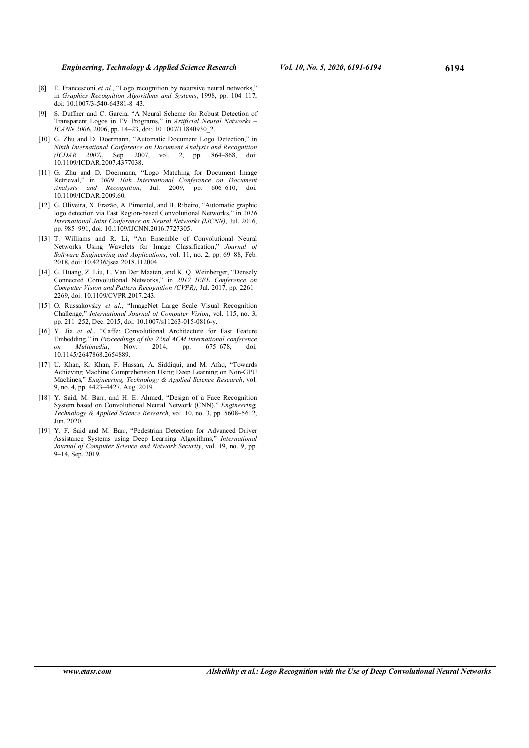[8] E. Francesconi *et al.*, "Logo recognition by recursive neural networks," in *Graphics Recognition Algorithms and Systems*, 1998, pp. 104–117, doi: 10.1007/3-540-64381-8_43.

[9] S. Duffner and C. Garcia, "A Neural Scheme for Robust Detection of Transparent Logos in TV Programs," in *Artificial Neural Networks – ICANN 2006*, 2006, pp. 14–23, doi: 10.1007/11840930_2.

[10] G. Zhu and D. Doermann, "Automatic Document Logo Detection," in *Ninth International Conference on Document Analysis and Recognition (ICDAR 2007)*, Sep. 2007, vol. 2, pp. 864–868, doi: 10.1109/ICDAR.2007.4377038.

[11] G. Zhu and D. Doermann, "Logo Matching for Document Image Retrieval," in *2009 10th International Conference on Document Analysis and Recognition*, Jul. 2009, pp. 606–610, doi: 10.1109/ICDAR.2009.60.

[12] G. Oliveira, X. Frazão, A. Pimentel, and B. Ribeiro, "Automatic graphic logo detection via Fast Region-based Convolutional Networks," in *2016 International Joint Conference on Neural Networks (IJCNN)*, Jul. 2016, pp. 985–991, doi: 10.1109/IJCNN.2016.7727305.

[13] T. Williams and R. Li, "An Ensemble of Convolutional Neural Networks Using Wavelets for Image Classification," *Journal of Software Engineering and Applications*, vol. 11, no. 2, pp. 69–88, Feb. 2018, doi: 10.4236/jsea.2018.112004.

[14] G. Huang, Z. Liu, L. Van Der Maaten, and K. Q. Weinberger, "Densely Connected Convolutional Networks," in *2017 IEEE Conference on Computer Vision and Pattern Recognition (CVPR)*, Jul. 2017, pp. 2261–2269, doi: 10.1109/CVPR.2017.243.

[15] O. Russakovsky *et al.*, "ImageNet Large Scale Visual Recognition Challenge," *International Journal of Computer Vision*, vol. 115, no. 3, pp. 211–252, Dec. 2015, doi: 10.1007/s11263-015-0816-y.

[16] Y. Jia *et al.*, "Caffe: Convolutional Architecture for Fast Feature Embedding," in *Proceedings of the 22nd ACM international conference on Multimedia*, Nov. 2014, pp. 675–678, doi: 10.1145/2647868.2654889.

[17] U. Khan, K. Khan, F. Hassan, A. Siddiqui, and M. Afaq, "Towards Achieving Machine Comprehension Using Deep Learning on Non-GPU Machines," *Engineering, Technology & Applied Science Research*, vol. 9, no. 4, pp. 4423–4427, Aug. 2019.

[18] Y. Said, M. Barr, and H. E. Ahmed, "Design of a Face Recognition System based on Convolutional Neural Network (CNN)," *Engineering, Technology & Applied Science Research*, vol. 10, no. 3, pp. 5608–5612, Jun. 2020.

[19] Y. F. Said and M. Barr, "Pedestrian Detection for Advanced Driver Assistance Systems using Deep Learning Algorithms," *International Journal of Computer Science and Network Security*, vol. 19, no. 9, pp. 9–14, Sep. 2019.